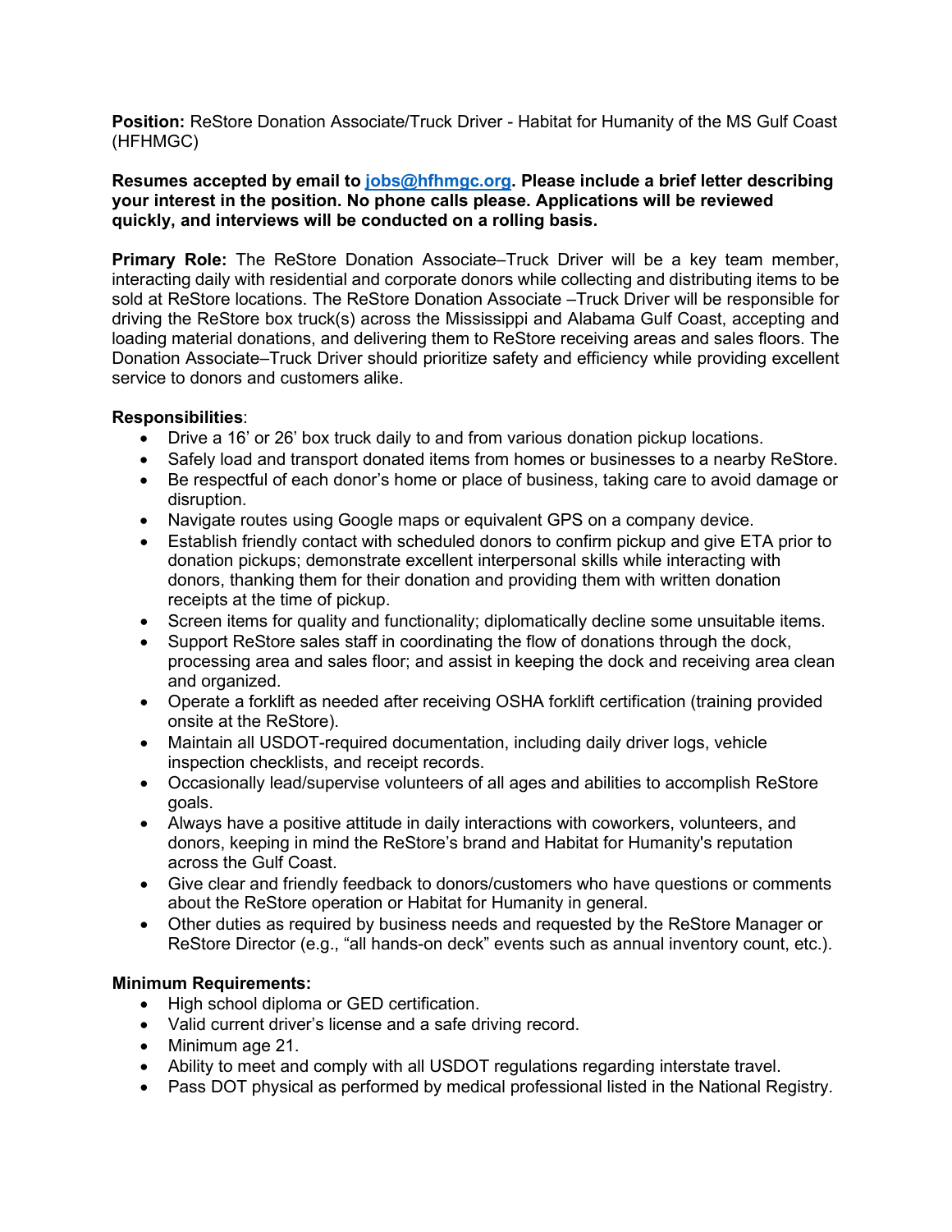**Position:** ReStore Donation Associate/Truck Driver - Habitat for Humanity of the MS Gulf Coast (HFHMGC)

**Resumes accepted by email to [jobs@hfhmgc.org](mailto:jobs@hfhmgc.org). Please include a brief letter describing your interest in the position. No phone calls please. Applications will be reviewed quickly, and interviews will be conducted on a rolling basis.**

**Primary Role:** The ReStore Donation Associate–Truck Driver will be a key team member, interacting daily with residential and corporate donors while collecting and distributing items to be sold at ReStore locations. The ReStore Donation Associate –Truck Driver will be responsible for driving the ReStore box truck(s) across the Mississippi and Alabama Gulf Coast, accepting and loading material donations, and delivering them to ReStore receiving areas and sales floors. The Donation Associate–Truck Driver should prioritize safety and efficiency while providing excellent service to donors and customers alike.

**Responsibilities**:

- Drive a 16' or 26' box truck daily to and from various donation pickup locations.
- Safely load and transport donated items from homes or businesses to a nearby ReStore.
- Be respectful of each donor's home or place of business, taking care to avoid damage or disruption.
- Navigate routes using Google maps or equivalent GPS on a company device.
- Establish friendly contact with scheduled donors to confirm pickup and give ETA prior to donation pickups; demonstrate excellent interpersonal skills while interacting with donors, thanking them for their donation and providing them with written donation receipts at the time of pickup.
- Screen items for quality and functionality; diplomatically decline some unsuitable items.
- Support ReStore sales staff in coordinating the flow of donations through the dock, processing area and sales floor; and assist in keeping the dock and receiving area clean and organized.
- Operate a forklift as needed after receiving OSHA forklift certification (training provided onsite at the ReStore).
- Maintain all USDOT-required documentation, including daily driver logs, vehicle inspection checklists, and receipt records.
- Occasionally lead/supervise volunteers of all ages and abilities to accomplish ReStore goals.
- Always have a positive attitude in daily interactions with coworkers, volunteers, and donors, keeping in mind the ReStore's brand and Habitat for Humanity's reputation across the Gulf Coast.
- Give clear and friendly feedback to donors/customers who have questions or comments about the ReStore operation or Habitat for Humanity in general.
- Other duties as required by business needs and requested by the ReStore Manager or ReStore Director (e.g., "all hands-on deck" events such as annual inventory count, etc.).

**Minimum Requirements:**

- High school diploma or GED certification.
- Valid current driver's license and a safe driving record.
- Minimum age 21.
- Ability to meet and comply with all USDOT regulations regarding interstate travel.
- Pass DOT physical as performed by medical professional listed in the National Registry.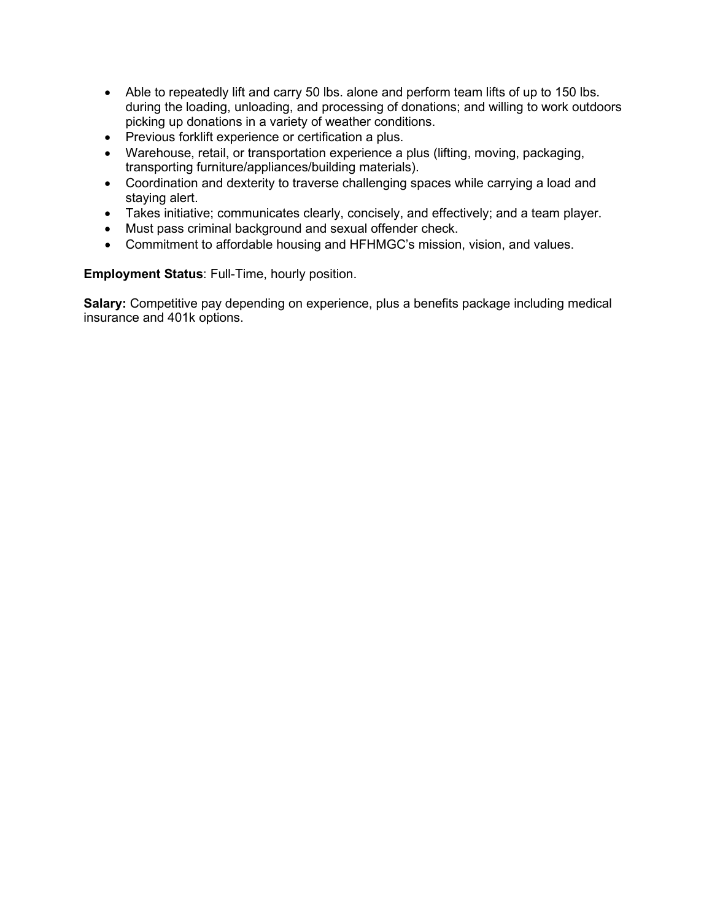- Able to repeatedly lift and carry 50 lbs. alone and perform team lifts of up to 150 lbs. during the loading, unloading, and processing of donations; and willing to work outdoors picking up donations in a variety of weather conditions.
- Previous forklift experience or certification a plus.
- Warehouse, retail, or transportation experience a plus (lifting, moving, packaging, transporting furniture/appliances/building materials).
- Coordination and dexterity to traverse challenging spaces while carrying a load and staying alert.
- Takes initiative; communicates clearly, concisely, and effectively; and a team player.
- Must pass criminal background and sexual offender check.
- Commitment to affordable housing and HFHMGC's mission, vision, and values.

**Employment Status**: Full-Time, hourly position.

**Salary:** Competitive pay depending on experience, plus a benefits package including medical insurance and 401k options.